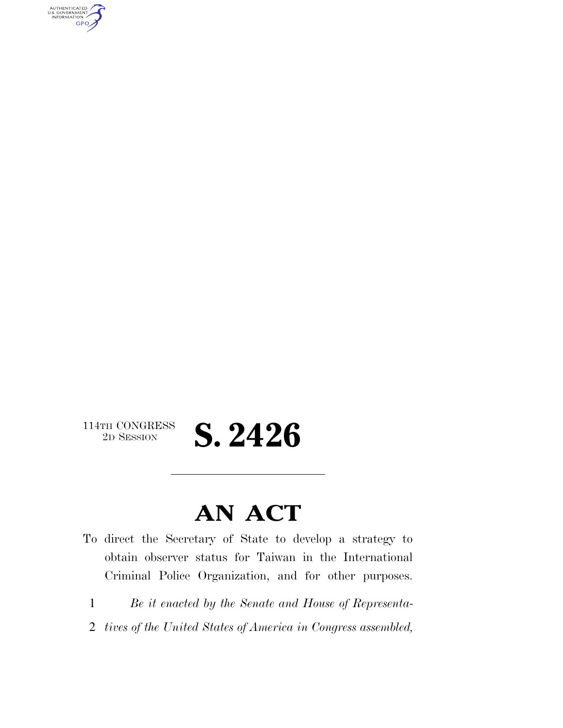114TH CONGRESS
2D SESSION

# S. 2426

## AN ACT

To direct the Secretary of State to develop a strategy to obtain observer status for Taiwan in the International Criminal Police Organization, and for other purposes.

1 *Be it enacted by the Senate and House of Representa-*
2 *tives of the United States of America in Congress assembled,*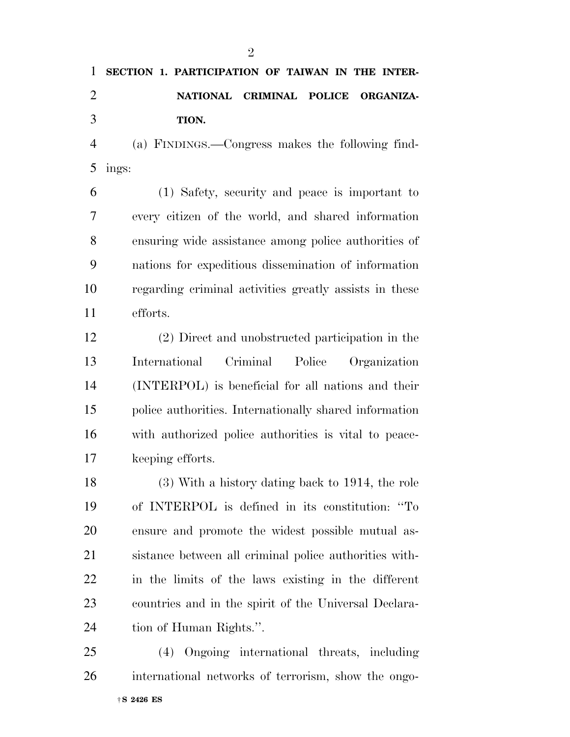**SECTION 1. PARTICIPATION OF TAIWAN IN THE INTERNATIONAL CRIMINAL POLICE ORGANIZATION.**

(a) FINDINGS.—Congress makes the following findings:

(1) Safety, security and peace is important to every citizen of the world, and shared information ensuring wide assistance among police authorities of nations for expeditious dissemination of information regarding criminal activities greatly assists in these efforts.

(2) Direct and unobstructed participation in the International Criminal Police Organization (INTERPOL) is beneficial for all nations and their police authorities. Internationally shared information with authorized police authorities is vital to peacekeeping efforts.

(3) With a history dating back to 1914, the role of INTERPOL is defined in its constitution: "To ensure and promote the widest possible mutual assistance between all criminal police authorities within the limits of the laws existing in the different countries and in the spirit of the Universal Declaration of Human Rights.".

(4) Ongoing international threats, including international networks of terrorism, show the ongo-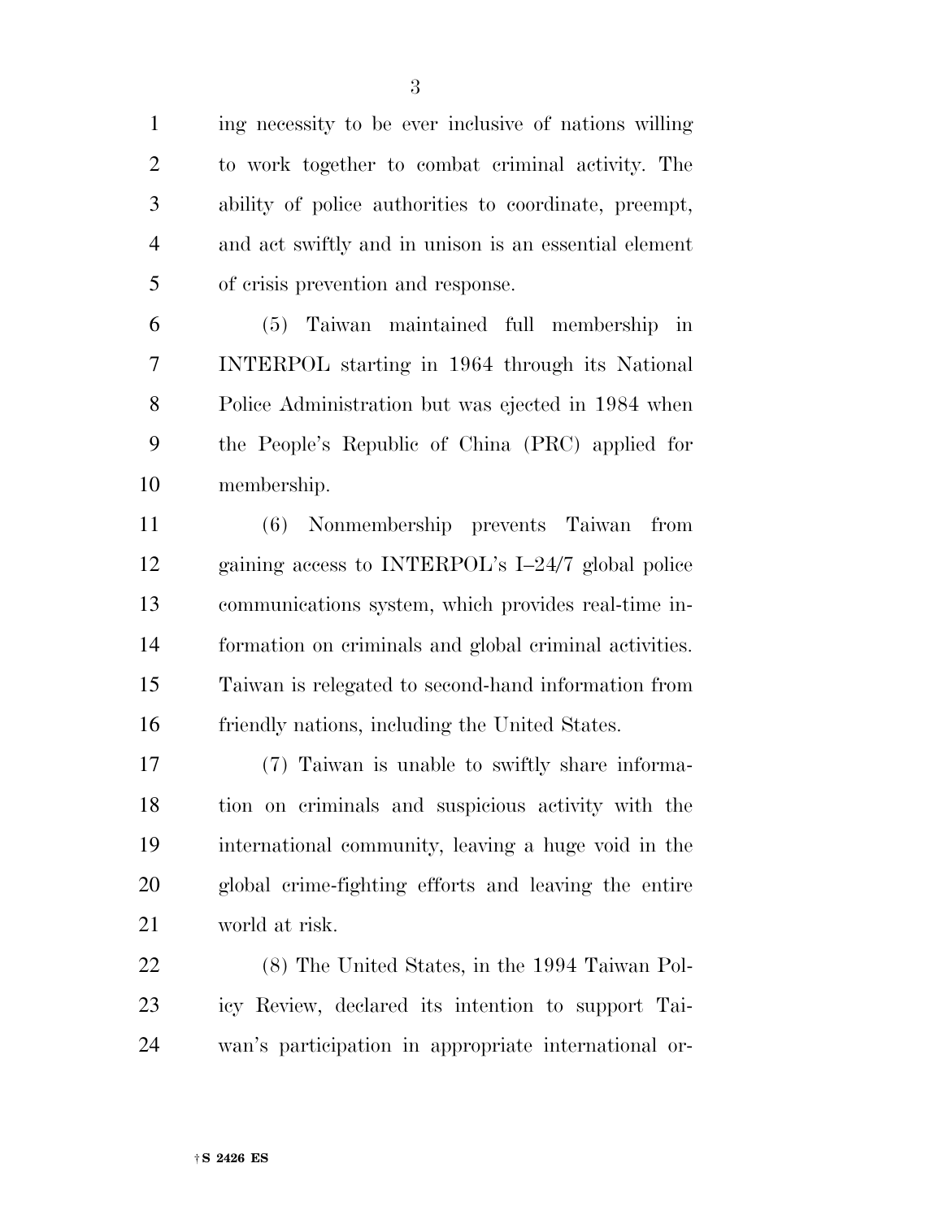ing necessity to be ever inclusive of nations willing to work together to combat criminal activity. The ability of police authorities to coordinate, preempt, and act swiftly and in unison is an essential element of crisis prevention and response.

(5) Taiwan maintained full membership in INTERPOL starting in 1964 through its National Police Administration but was ejected in 1984 when the People's Republic of China (PRC) applied for membership.

(6) Nonmembership prevents Taiwan from gaining access to INTERPOL's I–24/7 global police communications system, which provides real-time information on criminals and global criminal activities. Taiwan is relegated to second-hand information from friendly nations, including the United States.

(7) Taiwan is unable to swiftly share information on criminals and suspicious activity with the international community, leaving a huge void in the global crime-fighting efforts and leaving the entire world at risk.

(8) The United States, in the 1994 Taiwan Policy Review, declared its intention to support Taiwan's participation in appropriate international or-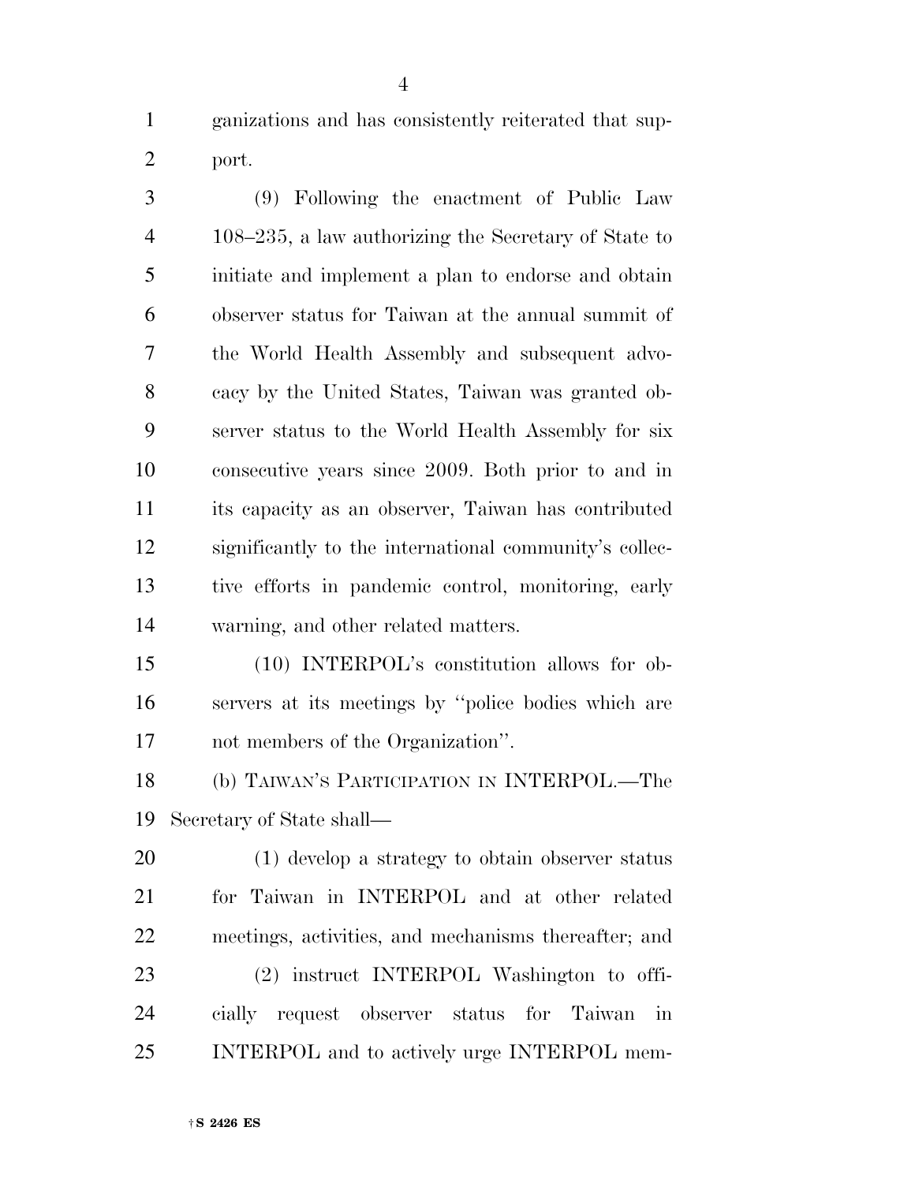ganizations and has consistently reiterated that support.

(9) Following the enactment of Public Law 108–235, a law authorizing the Secretary of State to initiate and implement a plan to endorse and obtain observer status for Taiwan at the annual summit of the World Health Assembly and subsequent advocacy by the United States, Taiwan was granted observer status to the World Health Assembly for six consecutive years since 2009. Both prior to and in its capacity as an observer, Taiwan has contributed significantly to the international community's collective efforts in pandemic control, monitoring, early warning, and other related matters.

(10) INTERPOL's constitution allows for observers at its meetings by "police bodies which are not members of the Organization".

(b) TAIWAN'S PARTICIPATION IN INTERPOL.—The Secretary of State shall—

(1) develop a strategy to obtain observer status for Taiwan in INTERPOL and at other related meetings, activities, and mechanisms thereafter; and

(2) instruct INTERPOL Washington to officially request observer status for Taiwan in INTERPOL and to actively urge INTERPOL mem-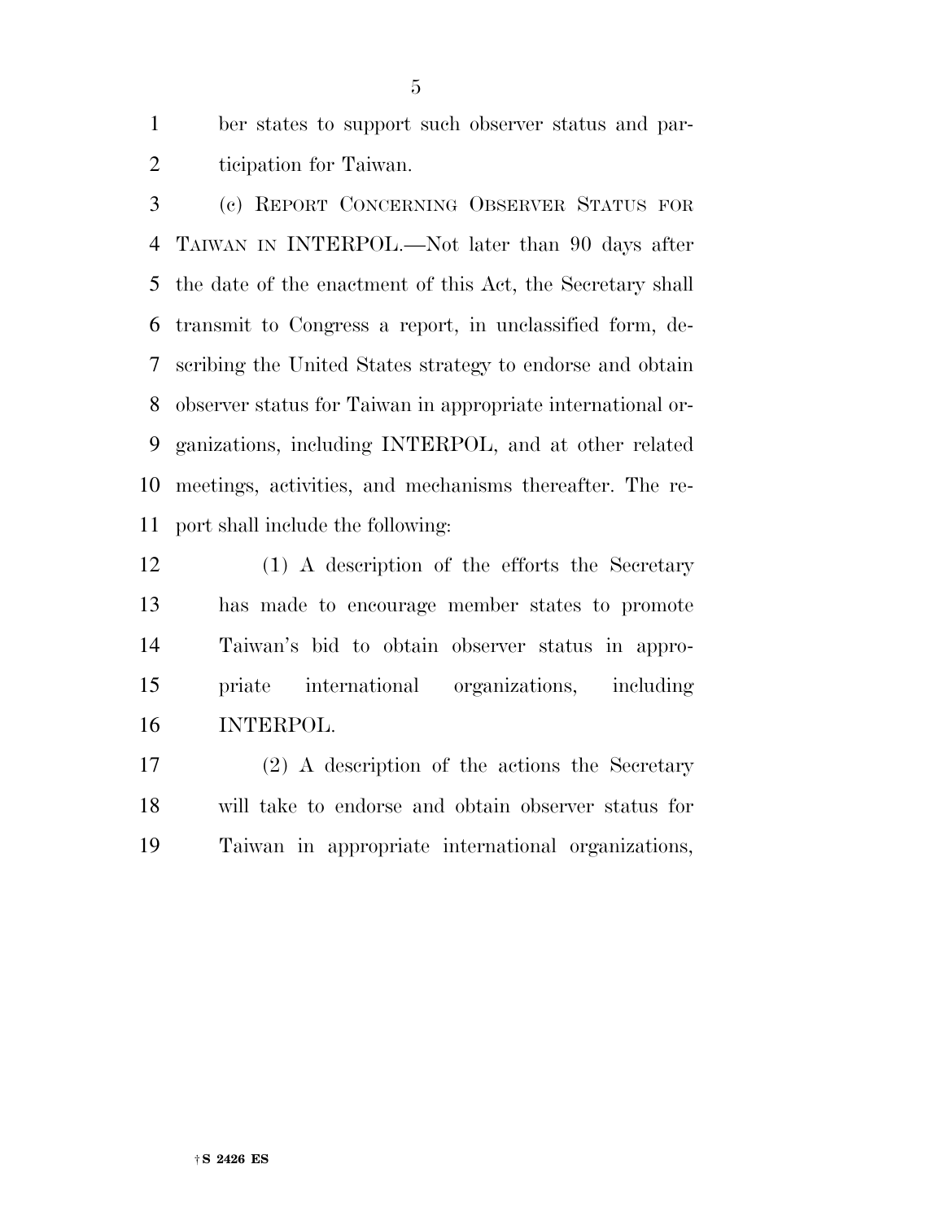ber states to support such observer status and participation for Taiwan.

(c) REPORT CONCERNING OBSERVER STATUS FOR TAIWAN IN INTERPOL.—Not later than 90 days after the date of the enactment of this Act, the Secretary shall transmit to Congress a report, in unclassified form, describing the United States strategy to endorse and obtain observer status for Taiwan in appropriate international organizations, including INTERPOL, and at other related meetings, activities, and mechanisms thereafter. The report shall include the following:

(1) A description of the efforts the Secretary has made to encourage member states to promote Taiwan's bid to obtain observer status in appropriate international organizations, including INTERPOL.

(2) A description of the actions the Secretary will take to endorse and obtain observer status for Taiwan in appropriate international organizations,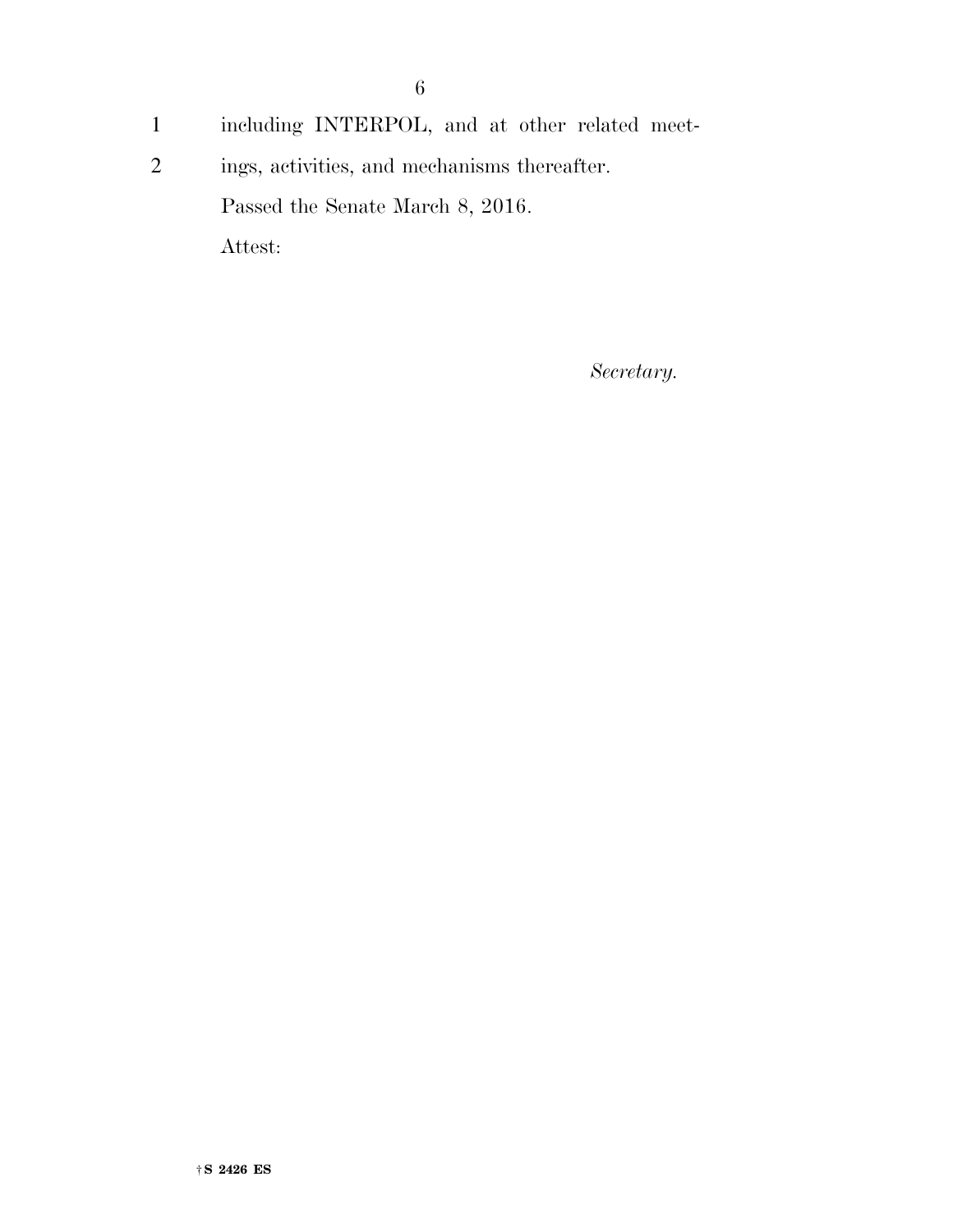including INTERPOL, and at other related meetings, activities, and mechanisms thereafter.

Passed the Senate March 8, 2016.

Attest:

*Secretary.*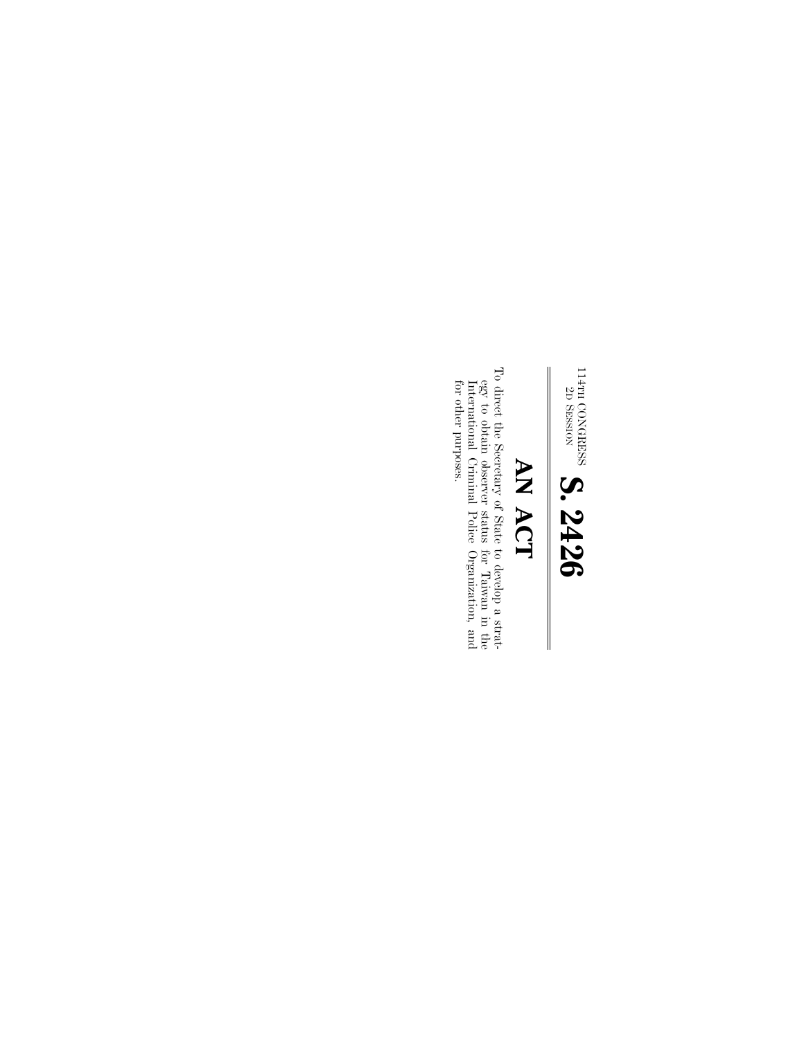114TH CONGRESS
2D SESSION

# S. 2426

# AN ACT

To direct the Secretary of State to develop a strategy to obtain observer status for Taiwan in the International Criminal Police Organization, and for other purposes.